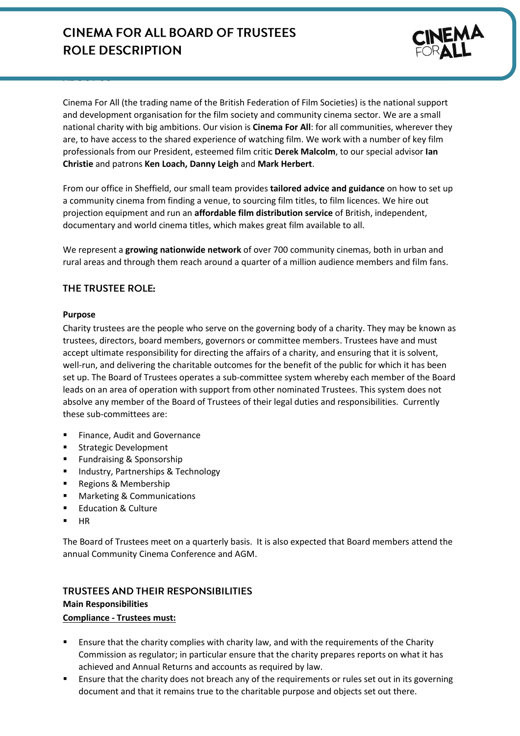# CINEMA FOR ALL BOARD OF TRUSTEES ROLE DESCRIPTION

Cinema For All (the trading name of the British Federation of Film Societies) is the national support and development organisation for the film society and community cinema sector. We are a small national charity with big ambitions. Our vision is **Cinema For All**: for all communities, wherever they are, to have access to the shared experience of watching film. We work with a number of key film professionals from our President, esteemed film critic **Derek Malcolm**, to our special advisor **Ian Christie** and patrons **Ken Loach, Danny Leigh** and **Mark Herbert**.

From our office in Sheffield, our small team provides **tailored advice and guidance** on how to set up a community cinema from finding a venue, to sourcing film titles, to film licences. We hire out projection equipment and run an **affordable film distribution service** of British, independent, documentary and world cinema titles, which makes great film available to all.

We represent a **growing nationwide network** of over 700 community cinemas, both in urban and rural areas and through them reach around a quarter of a million audience members and film fans.

## THE TRUSTEE ROLE:

**Purpose**

Charity trustees are the people who serve on the governing body of a charity. They may be known as trustees, directors, board members, governors or committee members. Trustees have and must accept ultimate responsibility for directing the affairs of a charity, and ensuring that it is solvent, well-run, and delivering the charitable outcomes for the benefit of the public for which it has been set up. The Board of Trustees operates a sub-committee system whereby each member of the Board leads on an area of operation with support from other nominated Trustees. This system does not absolve any member of the Board of Trustees of their legal duties and responsibilities. Currently these sub-committees are:

- Finance, Audit and Governance
- Strategic Development
- Fundraising & Sponsorship
- Industry, Partnerships & Technology
- Regions & Membership
- Marketing & Communications
- Education & Culture
- HR

The Board of Trustees meet on a quarterly basis. It is also expected that Board members attend the annual Community Cinema Conference and AGM.

## TRUSTEES AND THEIR RESPONSIBILITIES

**Main Responsibilities**

**Compliance - Trustees must:**

- Ensure that the charity complies with charity law, and with the requirements of the Charity Commission as regulator; in particular ensure that the charity prepares reports on what it has achieved and Annual Returns and accounts as required by law.
- Ensure that the charity does not breach any of the requirements or rules set out in its governing document and that it remains true to the charitable purpose and objects set out there.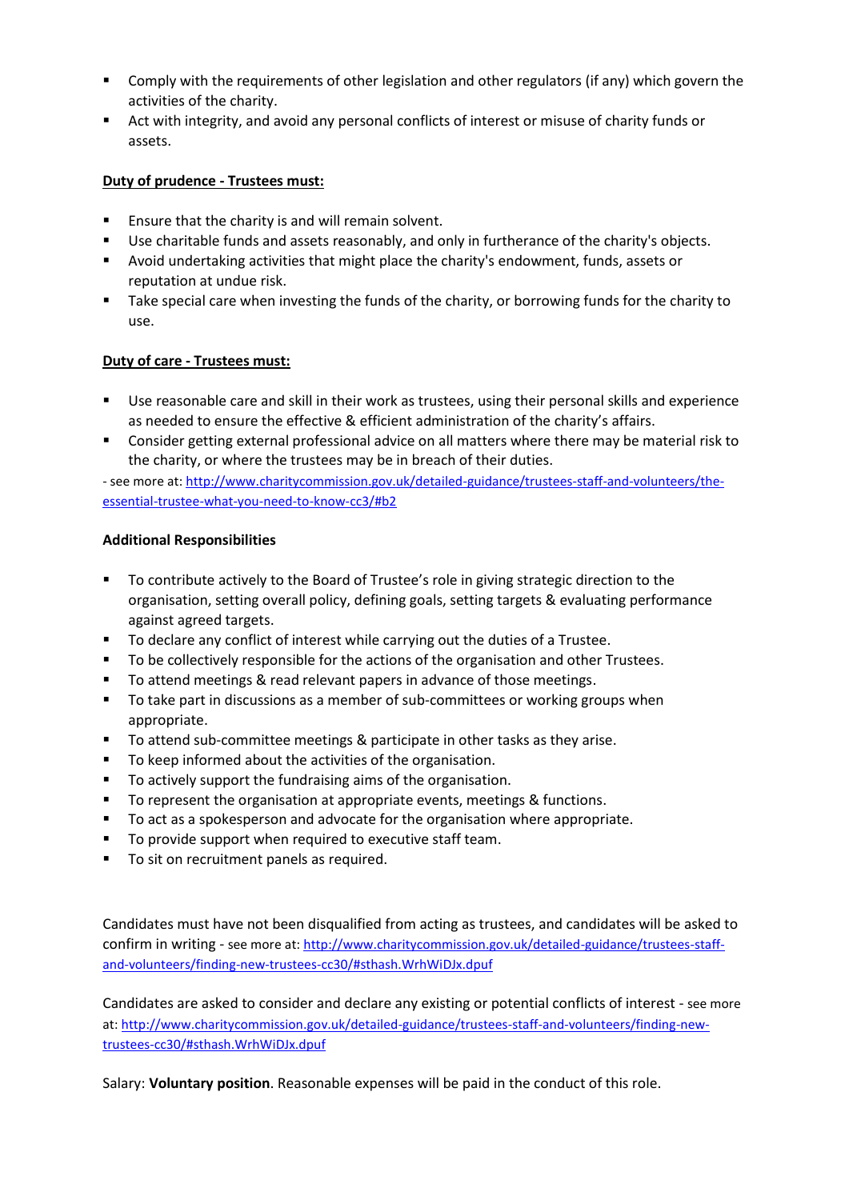- Comply with the requirements of other legislation and other regulators (if any) which govern the activities of the charity.
- Act with integrity, and avoid any personal conflicts of interest or misuse of charity funds or assets.

**Duty of prudence - Trustees must:**

- Ensure that the charity is and will remain solvent.
- Use charitable funds and assets reasonably, and only in furtherance of the charity's objects.
- Avoid undertaking activities that might place the charity's endowment, funds, assets or reputation at undue risk.
- Take special care when investing the funds of the charity, or borrowing funds for the charity to use.

**Duty of care - Trustees must:**

- Use reasonable care and skill in their work as trustees, using their personal skills and experience as needed to ensure the effective & efficient administration of the charity's affairs.
- Consider getting external professional advice on all matters where there may be material risk to the charity, or where the trustees may be in breach of their duties.

- see more at: [http://www.charitycommission.gov.uk/detailed-guidance/trustees-staff-and-volunteers/the-essential-trustee-what-you-need-to-know-cc3/#b2](http://www.charitycommission.gov.uk/detailed-guidance/trustees-staff-and-volunteers/the-essential-trustee-what-you-need-to-know-cc3/#b2)

**Additional Responsibilities**

- To contribute actively to the Board of Trustee's role in giving strategic direction to the organisation, setting overall policy, defining goals, setting targets & evaluating performance against agreed targets.
- To declare any conflict of interest while carrying out the duties of a Trustee.
- To be collectively responsible for the actions of the organisation and other Trustees.
- To attend meetings & read relevant papers in advance of those meetings.
- To take part in discussions as a member of sub-committees or working groups when appropriate.
- To attend sub-committee meetings & participate in other tasks as they arise.
- To keep informed about the activities of the organisation.
- To actively support the fundraising aims of the organisation.
- To represent the organisation at appropriate events, meetings & functions.
- To act as a spokesperson and advocate for the organisation where appropriate.
- To provide support when required to executive staff team.
- To sit on recruitment panels as required.

Candidates must have not been disqualified from acting as trustees, and candidates will be asked to confirm in writing - see more at: [http://www.charitycommission.gov.uk/detailed-guidance/trustees-staff-and-volunteers/finding-new-trustees-cc30/#sthash.WrhWiDJx.dpuf](http://www.charitycommission.gov.uk/detailed-guidance/trustees-staff-and-volunteers/finding-new-trustees-cc30/#sthash.WrhWiDJx.dpuf)

Candidates are asked to consider and declare any existing or potential conflicts of interest - see more at: [http://www.charitycommission.gov.uk/detailed-guidance/trustees-staff-and-volunteers/finding-new-trustees-cc30/#sthash.WrhWiDJx.dpuf](http://www.charitycommission.gov.uk/detailed-guidance/trustees-staff-and-volunteers/finding-new-trustees-cc30/#sthash.WrhWiDJx.dpuf)

Salary: **Voluntary position**. Reasonable expenses will be paid in the conduct of this role.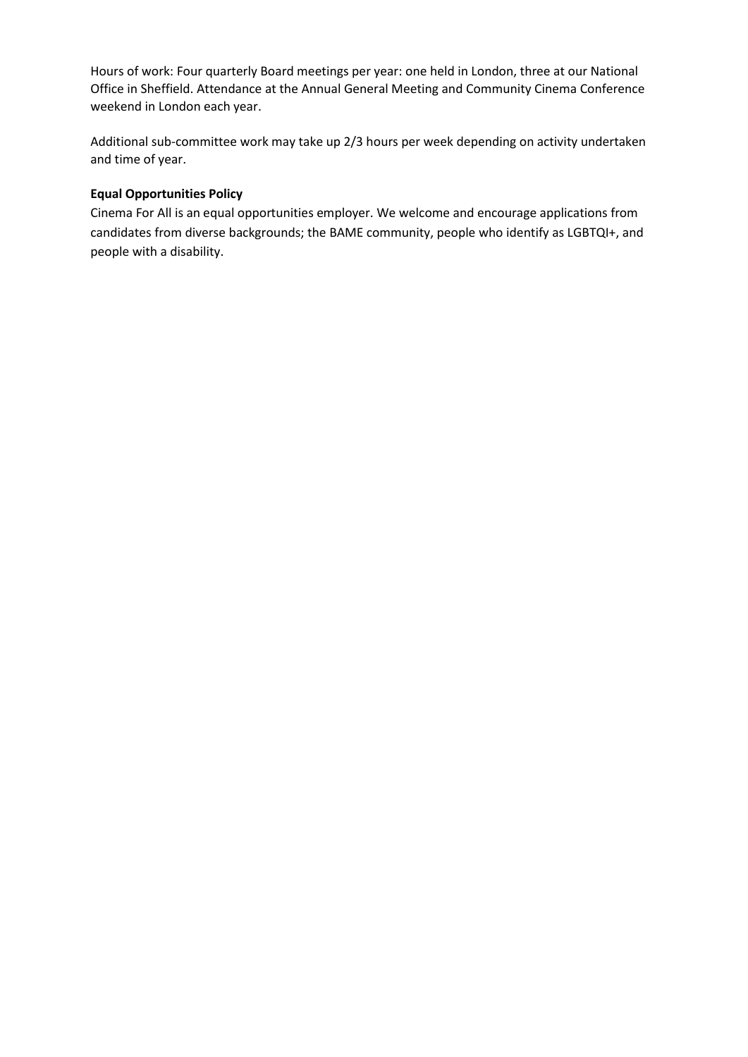Hours of work: Four quarterly Board meetings per year: one held in London, three at our National Office in Sheffield. Attendance at the Annual General Meeting and Community Cinema Conference weekend in London each year.

Additional sub-committee work may take up 2/3 hours per week depending on activity undertaken and time of year.

**Equal Opportunities Policy**

Cinema For All is an equal opportunities employer. We welcome and encourage applications from candidates from diverse backgrounds; the BAME community, people who identify as LGBTQI+, and people with a disability.